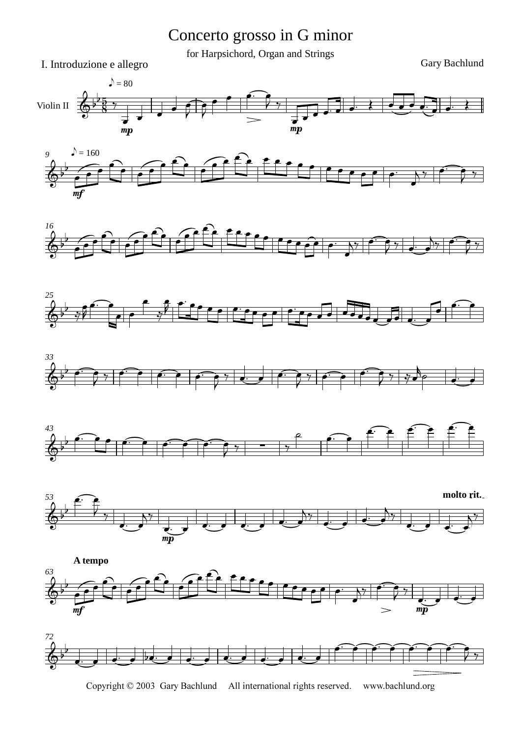# Concerto grosso in G minor

for Harpsichord, Organ and Strings

I. Introduzione e allegro

Gary Bachlund

Violin II

Copyright © 2003 Gary Bachlund All international rights reserved. www.bachlund.org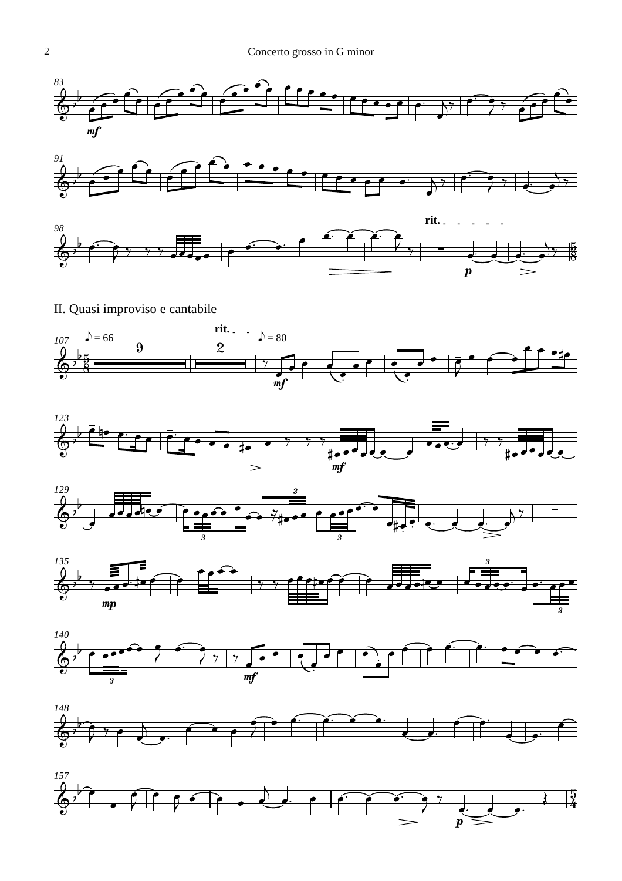II. Quasi improviso e cantabile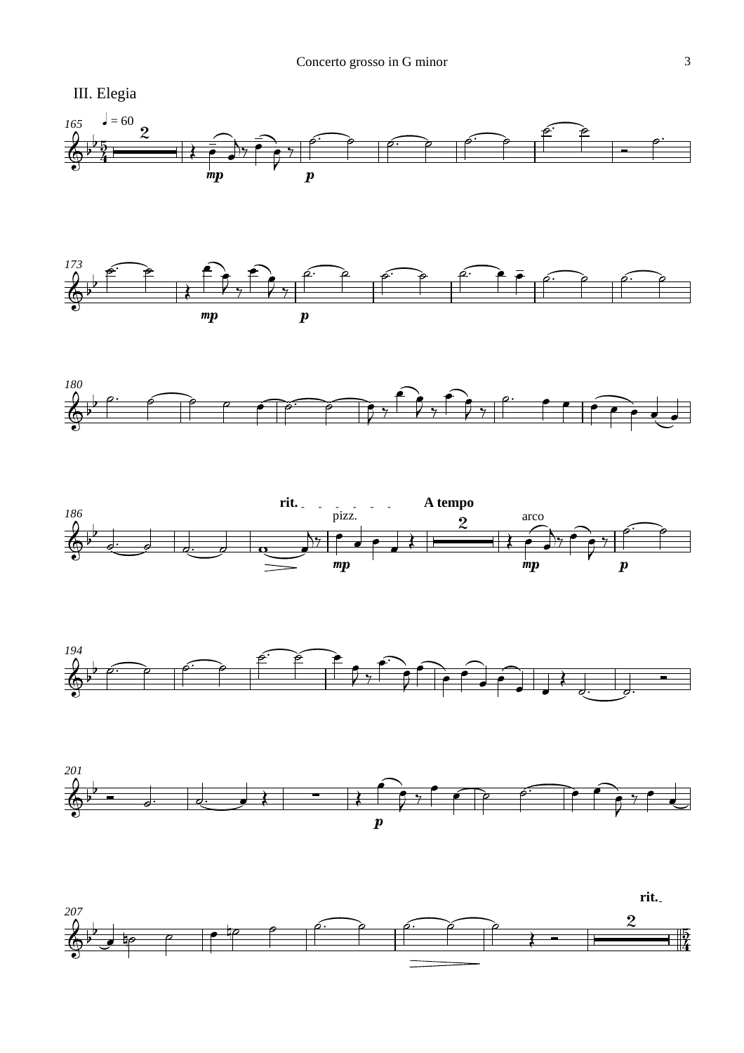## III. Elegia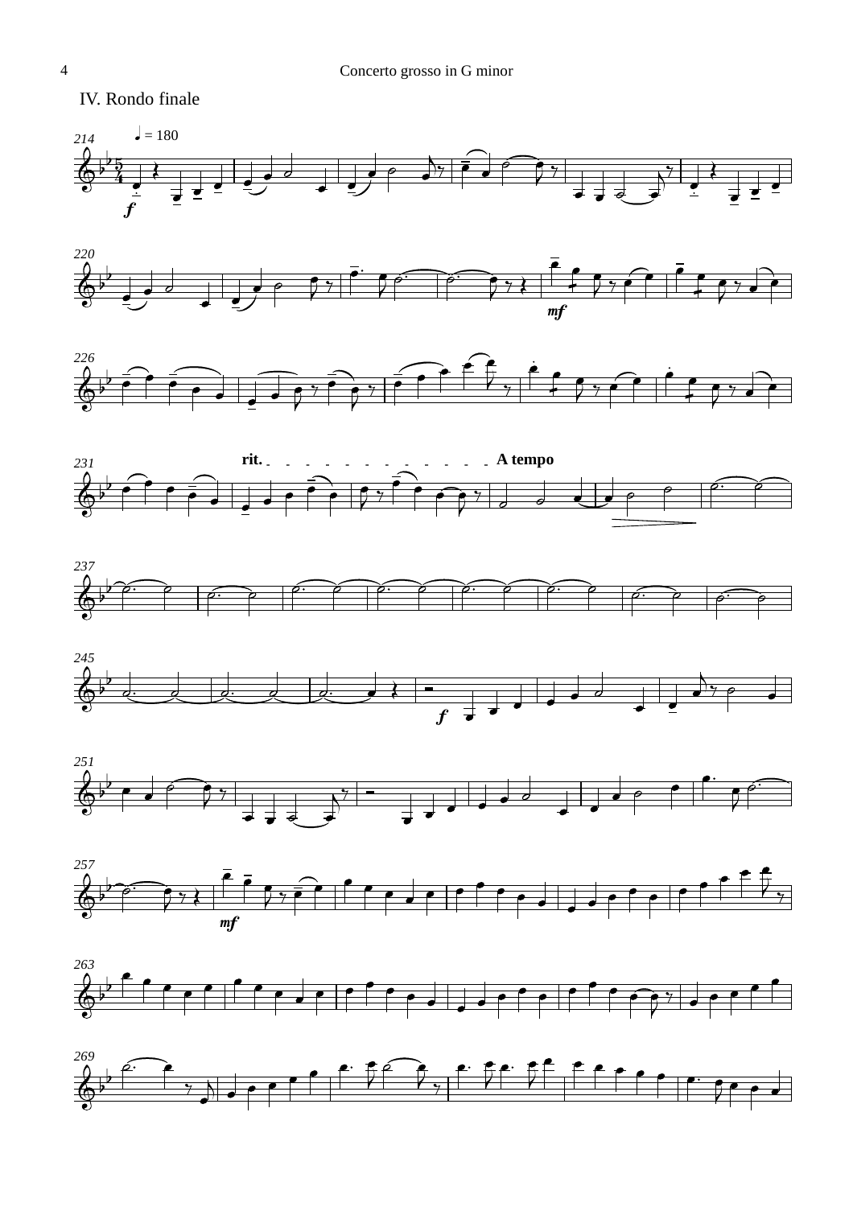## IV. Rondo finale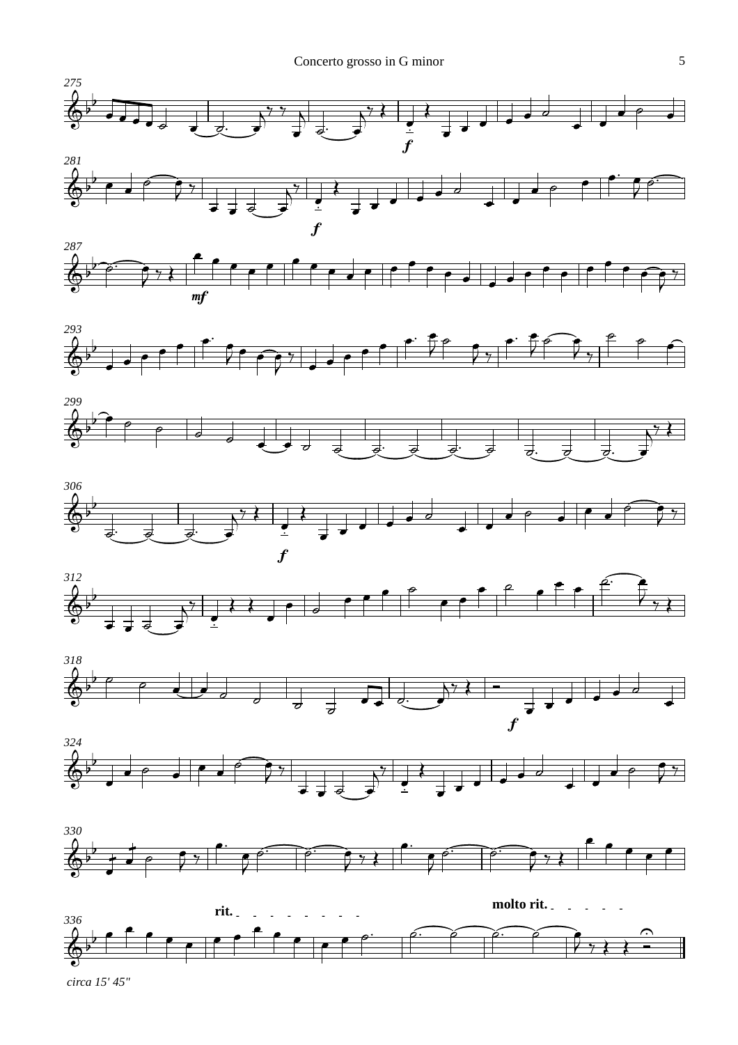*circa 15' 45"*